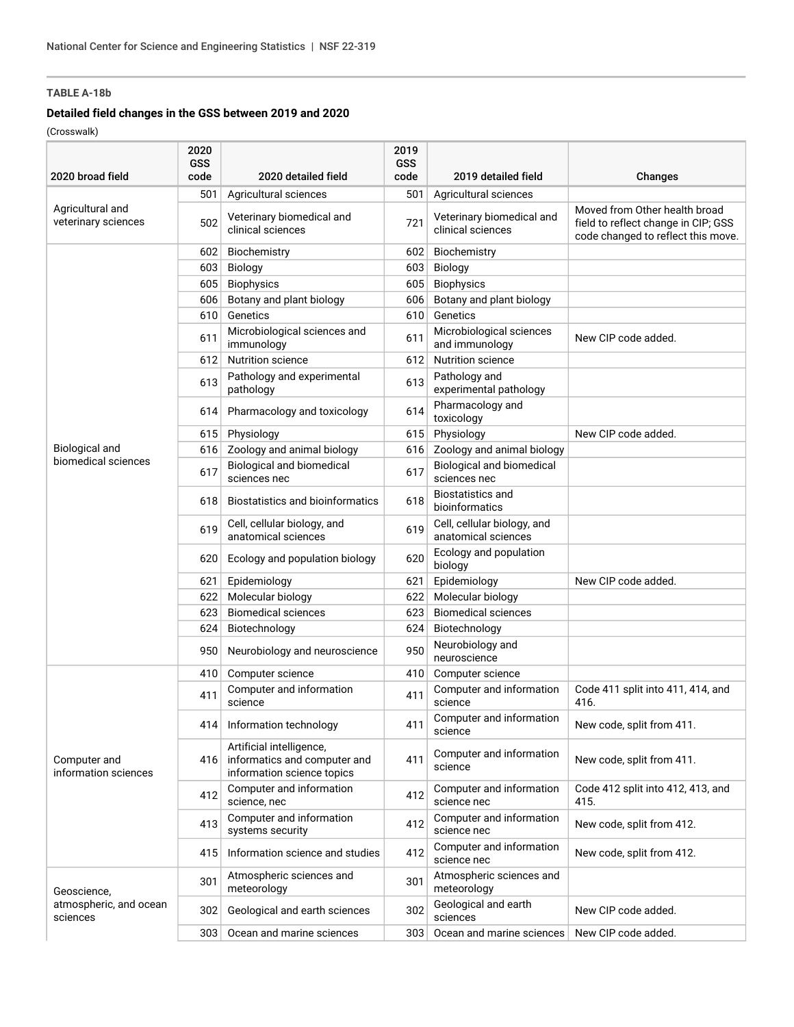### TABLE A-18b

### Detailed field changes in the GSS between 2019 and 2020

(Crosswalk)

| 2020 broad field | 2020 GSS code | 2020 detailed field | 2019 GSS code | 2019 detailed field | Changes |
|---|---|---|---|---|---|
| Agricultural and veterinary sciences | 501 | Agricultural sciences | 501 | Agricultural sciences | |
| | 502 | Veterinary biomedical and clinical sciences | 721 | Veterinary biomedical and clinical sciences | Moved from Other health broad field to reflect change in CIP; GSS code changed to reflect this move. |
| Biological and biomedical sciences | 602 | Biochemistry | 602 | Biochemistry | |
| | 603 | Biology | 603 | Biology | |
| | 605 | Biophysics | 605 | Biophysics | |
| | 606 | Botany and plant biology | 606 | Botany and plant biology | |
| | 610 | Genetics | 610 | Genetics | |
| | 611 | Microbiological sciences and immunology | 611 | Microbiological sciences and immunology | New CIP code added. |
| | 612 | Nutrition science | 612 | Nutrition science | |
| | 613 | Pathology and experimental pathology | 613 | Pathology and experimental pathology | |
| | 614 | Pharmacology and toxicology | 614 | Pharmacology and toxicology | |
| | 615 | Physiology | 615 | Physiology | New CIP code added. |
| | 616 | Zoology and animal biology | 616 | Zoology and animal biology | |
| | 617 | Biological and biomedical sciences nec | 617 | Biological and biomedical sciences nec | |
| | 618 | Biostatistics and bioinformatics | 618 | Biostatistics and bioinformatics | |
| | 619 | Cell, cellular biology, and anatomical sciences | 619 | Cell, cellular biology, and anatomical sciences | |
| | 620 | Ecology and population biology | 620 | Ecology and population biology | |
| | 621 | Epidemiology | 621 | Epidemiology | New CIP code added. |
| | 622 | Molecular biology | 622 | Molecular biology | |
| | 623 | Biomedical sciences | 623 | Biomedical sciences | |
| | 624 | Biotechnology | 624 | Biotechnology | |
| | 950 | Neurobiology and neuroscience | 950 | Neurobiology and neuroscience | |
| Computer and information sciences | 410 | Computer science | 410 | Computer science | |
| | 411 | Computer and information science | 411 | Computer and information science | Code 411 split into 411, 414, and 416. |
| | 414 | Information technology | 411 | Computer and information science | New code, split from 411. |
| | 416 | Artificial intelligence, informatics and computer and information science topics | 411 | Computer and information science | New code, split from 411. |
| | 412 | Computer and information science, nec | 412 | Computer and information science nec | Code 412 split into 412, 413, and 415. |
| | 413 | Computer and information systems security | 412 | Computer and information science nec | New code, split from 412. |
| | 415 | Information science and studies | 412 | Computer and information science nec | New code, split from 412. |
| Geoscience, atmospheric, and ocean sciences | 301 | Atmospheric sciences and meteorology | 301 | Atmospheric sciences and meteorology | |
| | 302 | Geological and earth sciences | 302 | Geological and earth sciences | New CIP code added. |
| | 303 | Ocean and marine sciences | 303 | Ocean and marine sciences | New CIP code added. |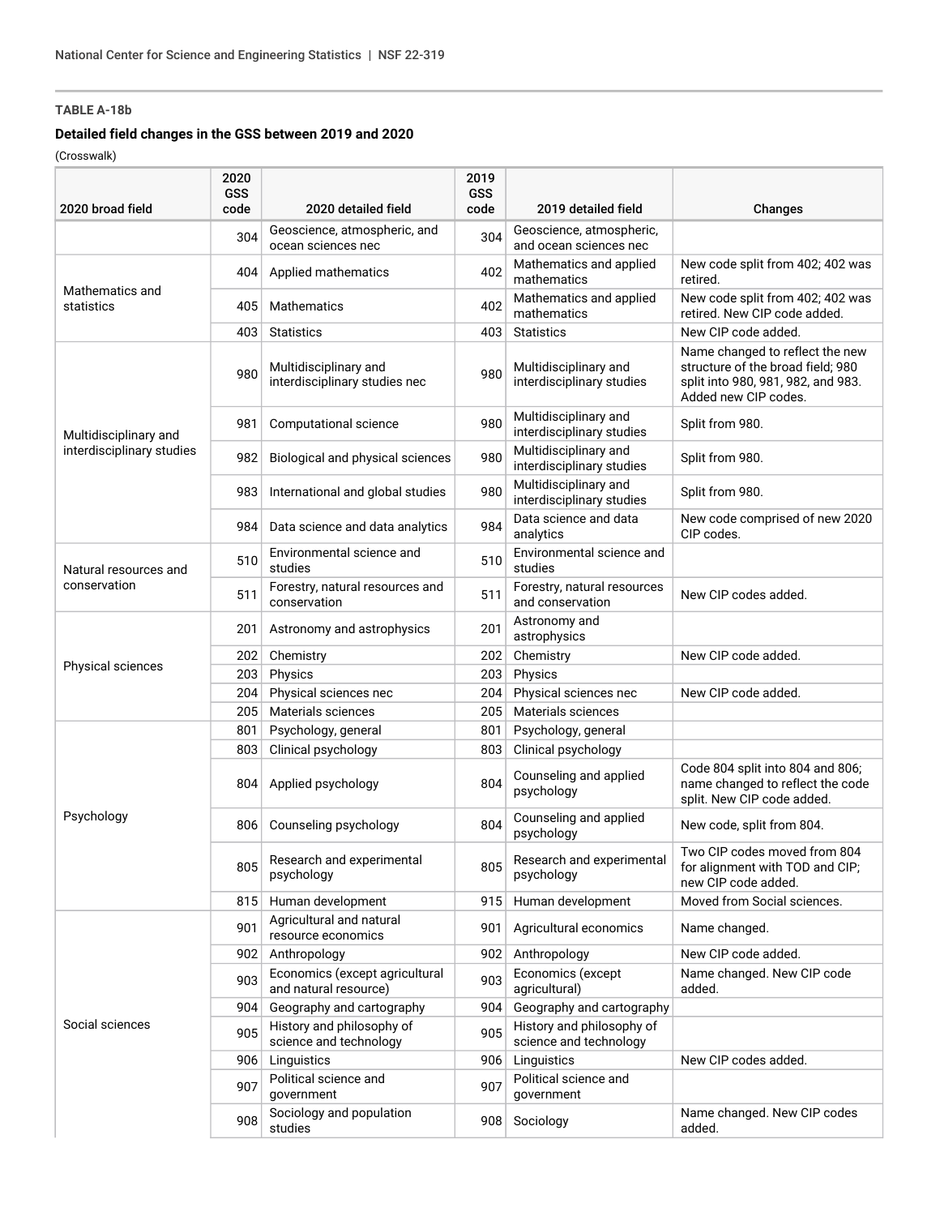**TABLE A-18b**

**Detailed field changes in the GSS between 2019 and 2020**

(Crosswalk)

| 2020 broad field | 2020 GSS code | 2020 detailed field | 2019 GSS code | 2019 detailed field | Changes |
|---|---|---|---|---|---|
| | 304 | Geoscience, atmospheric, and ocean sciences nec | 304 | Geoscience, atmospheric, and ocean sciences nec | |
| Mathematics and statistics | 404 | Applied mathematics | 402 | Mathematics and applied mathematics | New code split from 402; 402 was retired. |
| | 405 | Mathematics | 402 | Mathematics and applied mathematics | New code split from 402; 402 was retired. New CIP code added. |
| | 403 | Statistics | 403 | Statistics | New CIP code added. |
| Multidisciplinary and interdisciplinary studies | 980 | Multidisciplinary and interdisciplinary studies nec | 980 | Multidisciplinary and interdisciplinary studies | Name changed to reflect the new structure of the broad field; 980 split into 980, 981, 982, and 983. Added new CIP codes. |
| | 981 | Computational science | 980 | Multidisciplinary and interdisciplinary studies | Split from 980. |
| | 982 | Biological and physical sciences | 980 | Multidisciplinary and interdisciplinary studies | Split from 980. |
| | 983 | International and global studies | 980 | Multidisciplinary and interdisciplinary studies | Split from 980. |
| | 984 | Data science and data analytics | 984 | Data science and data analytics | New code comprised of new 2020 CIP codes. |
| Natural resources and conservation | 510 | Environmental science and studies | 510 | Environmental science and studies | |
| | 511 | Forestry, natural resources and conservation | 511 | Forestry, natural resources and conservation | New CIP codes added. |
| Physical sciences | 201 | Astronomy and astrophysics | 201 | Astronomy and astrophysics | |
| | 202 | Chemistry | 202 | Chemistry | New CIP code added. |
| | 203 | Physics | 203 | Physics | |
| | 204 | Physical sciences nec | 204 | Physical sciences nec | New CIP code added. |
| | 205 | Materials sciences | 205 | Materials sciences | |
| Psychology | 801 | Psychology, general | 801 | Psychology, general | |
| | 803 | Clinical psychology | 803 | Clinical psychology | |
| | 804 | Applied psychology | 804 | Counseling and applied psychology | Code 804 split into 804 and 806; name changed to reflect the code split. New CIP code added. |
| | 806 | Counseling psychology | 804 | Counseling and applied psychology | New code, split from 804. |
| | 805 | Research and experimental psychology | 805 | Research and experimental psychology | Two CIP codes moved from 804 for alignment with TOD and CIP; new CIP code added. |
| | 815 | Human development | 915 | Human development | Moved from Social sciences. |
| Social sciences | 901 | Agricultural and natural resource economics | 901 | Agricultural economics | Name changed. |
| | 902 | Anthropology | 902 | Anthropology | New CIP code added. |
| | 903 | Economics (except agricultural and natural resource) | 903 | Economics (except agricultural) | Name changed. New CIP code added. |
| | 904 | Geography and cartography | 904 | Geography and cartography | |
| | 905 | History and philosophy of science and technology | 905 | History and philosophy of science and technology | |
| | 906 | Linguistics | 906 | Linguistics | New CIP codes added. |
| | 907 | Political science and government | 907 | Political science and government | |
| | 908 | Sociology and population studies | 908 | Sociology | Name changed. New CIP codes added. |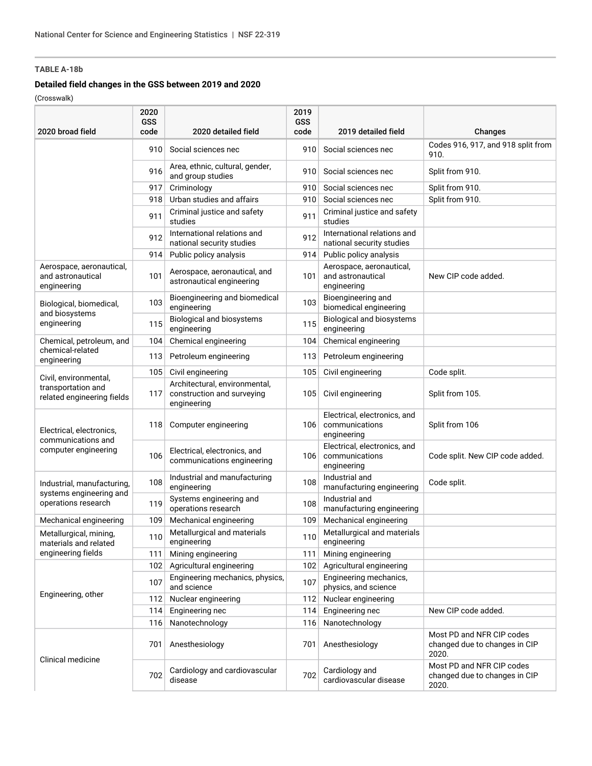**TABLE A-18b**

**Detailed field changes in the GSS between 2019 and 2020**

(Crosswalk)

| 2020 broad field | 2020 GSS code | 2020 detailed field | 2019 GSS code | 2019 detailed field | Changes |
|---|---|---|---|---|---|
| | 910 | Social sciences nec | 910 | Social sciences nec | Codes 916, 917, and 918 split from 910. |
| | 916 | Area, ethnic, cultural, gender, and group studies | 910 | Social sciences nec | Split from 910. |
| | 917 | Criminology | 910 | Social sciences nec | Split from 910. |
| | 918 | Urban studies and affairs | 910 | Social sciences nec | Split from 910. |
| | 911 | Criminal justice and safety studies | 911 | Criminal justice and safety studies | |
| | 912 | International relations and national security studies | 912 | International relations and national security studies | |
| | 914 | Public policy analysis | 914 | Public policy analysis | |
| Aerospace, aeronautical, and astronautical engineering | 101 | Aerospace, aeronautical, and astronautical engineering | 101 | Aerospace, aeronautical, and astronautical engineering | New CIP code added. |
| Biological, biomedical, and biosystems engineering | 103 | Bioengineering and biomedical engineering | 103 | Bioengineering and biomedical engineering | |
| | 115 | Biological and biosystems engineering | 115 | Biological and biosystems engineering | |
| Chemical, petroleum, and chemical-related engineering | 104 | Chemical engineering | 104 | Chemical engineering | |
| | 113 | Petroleum engineering | 113 | Petroleum engineering | |
| Civil, environmental, transportation and related engineering fields | 105 | Civil engineering | 105 | Civil engineering | Code split. |
| | 117 | Architectural, environmental, construction and surveying engineering | 105 | Civil engineering | Split from 105. |
| Electrical, electronics, communications and computer engineering | 118 | Computer engineering | 106 | Electrical, electronics, and communications engineering | Split from 106 |
| | 106 | Electrical, electronics, and communications engineering | 106 | Electrical, electronics, and communications engineering | Code split. New CIP code added. |
| Industrial, manufacturing, systems engineering and operations research | 108 | Industrial and manufacturing engineering | 108 | Industrial and manufacturing engineering | Code split. |
| | 119 | Systems engineering and operations research | 108 | Industrial and manufacturing engineering | |
| Mechanical engineering | 109 | Mechanical engineering | 109 | Mechanical engineering | |
| Metallurgical, mining, materials and related engineering fields | 110 | Metallurgical and materials engineering | 110 | Metallurgical and materials engineering | |
| | 111 | Mining engineering | 111 | Mining engineering | |
| Engineering, other | 102 | Agricultural engineering | 102 | Agricultural engineering | |
| | 107 | Engineering mechanics, physics, and science | 107 | Engineering mechanics, physics, and science | |
| | 112 | Nuclear engineering | 112 | Nuclear engineering | |
| | 114 | Engineering nec | 114 | Engineering nec | New CIP code added. |
| | 116 | Nanotechnology | 116 | Nanotechnology | |
| Clinical medicine | 701 | Anesthesiology | 701 | Anesthesiology | Most PD and NFR CIP codes changed due to changes in CIP 2020. |
| | 702 | Cardiology and cardiovascular disease | 702 | Cardiology and cardiovascular disease | Most PD and NFR CIP codes changed due to changes in CIP 2020. |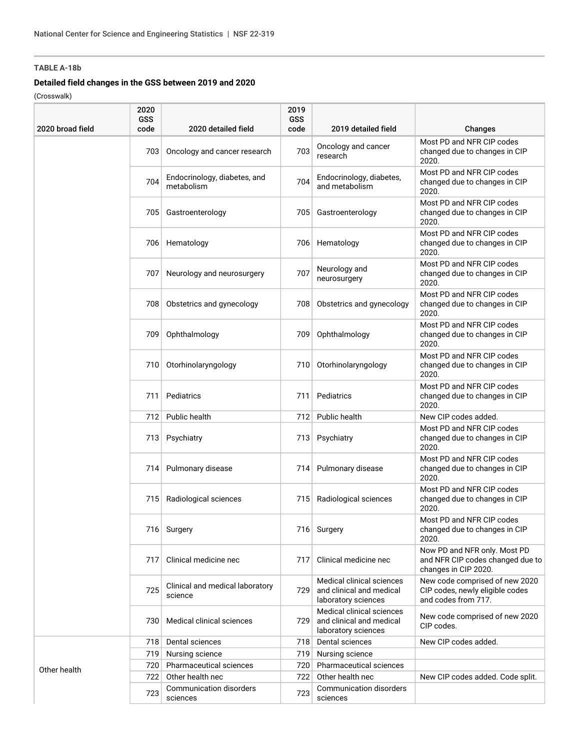**TABLE A-18b**

**Detailed field changes in the GSS between 2019 and 2020**

(Crosswalk)

| 2020 broad field | 2020 GSS code | 2020 detailed field | 2019 GSS code | 2019 detailed field | Changes |
|---|---|---|---|---|---|
| | 703 | Oncology and cancer research | 703 | Oncology and cancer research | Most PD and NFR CIP codes changed due to changes in CIP 2020. |
| | 704 | Endocrinology, diabetes, and metabolism | 704 | Endocrinology, diabetes, and metabolism | Most PD and NFR CIP codes changed due to changes in CIP 2020. |
| | 705 | Gastroenterology | 705 | Gastroenterology | Most PD and NFR CIP codes changed due to changes in CIP 2020. |
| | 706 | Hematology | 706 | Hematology | Most PD and NFR CIP codes changed due to changes in CIP 2020. |
| | 707 | Neurology and neurosurgery | 707 | Neurology and neurosurgery | Most PD and NFR CIP codes changed due to changes in CIP 2020. |
| | 708 | Obstetrics and gynecology | 708 | Obstetrics and gynecology | Most PD and NFR CIP codes changed due to changes in CIP 2020. |
| | 709 | Ophthalmology | 709 | Ophthalmology | Most PD and NFR CIP codes changed due to changes in CIP 2020. |
| | 710 | Otorhinolaryngology | 710 | Otorhinolaryngology | Most PD and NFR CIP codes changed due to changes in CIP 2020. |
| | 711 | Pediatrics | 711 | Pediatrics | Most PD and NFR CIP codes changed due to changes in CIP 2020. |
| | 712 | Public health | 712 | Public health | New CIP codes added. |
| | 713 | Psychiatry | 713 | Psychiatry | Most PD and NFR CIP codes changed due to changes in CIP 2020. |
| | 714 | Pulmonary disease | 714 | Pulmonary disease | Most PD and NFR CIP codes changed due to changes in CIP 2020. |
| | 715 | Radiological sciences | 715 | Radiological sciences | Most PD and NFR CIP codes changed due to changes in CIP 2020. |
| | 716 | Surgery | 716 | Surgery | Most PD and NFR CIP codes changed due to changes in CIP 2020. |
| | 717 | Clinical medicine nec | 717 | Clinical medicine nec | Now PD and NFR only. Most PD and NFR CIP codes changed due to changes in CIP 2020. |
| | 725 | Clinical and medical laboratory science | 729 | Medical clinical sciences and clinical and medical laboratory sciences | New code comprised of new 2020 CIP codes, newly eligible codes and codes from 717. |
| | 730 | Medical clinical sciences | 729 | Medical clinical sciences and clinical and medical laboratory sciences | New code comprised of new 2020 CIP codes. |
| Other health | 718 | Dental sciences | 718 | Dental sciences | New CIP codes added. |
| | 719 | Nursing science | 719 | Nursing science | |
| | 720 | Pharmaceutical sciences | 720 | Pharmaceutical sciences | |
| | 722 | Other health nec | 722 | Other health nec | New CIP codes added. Code split. |
| | 723 | Communication disorders sciences | 723 | Communication disorders sciences | |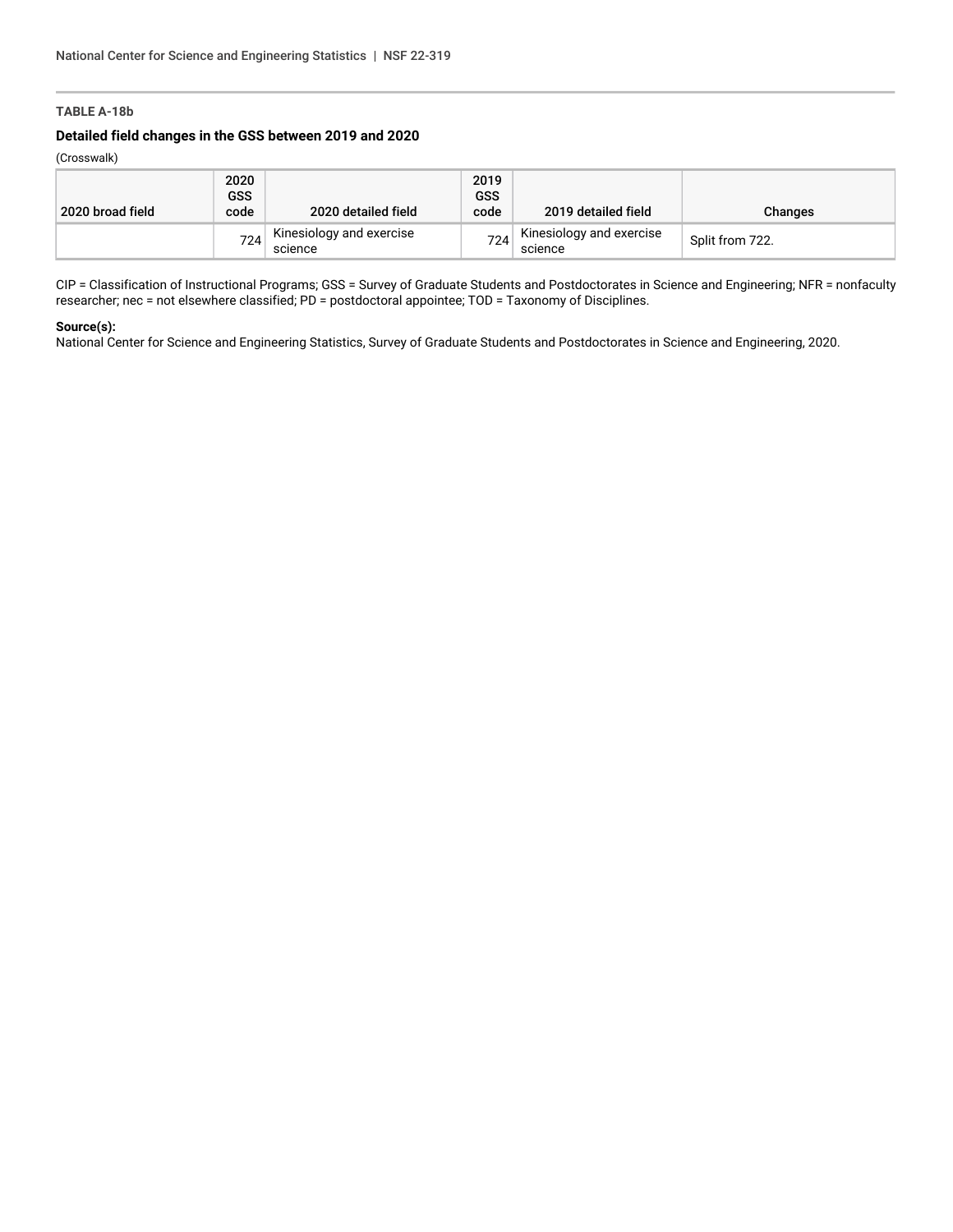**TABLE A-18b**

**Detailed field changes in the GSS between 2019 and 2020**

(Crosswalk)

| 2020 broad field | 2020 GSS code | 2020 detailed field | 2019 GSS code | 2019 detailed field | Changes |
|---|---|---|---|---|---|
| | 724 | Kinesiology and exercise science | 724 | Kinesiology and exercise science | Split from 722. |

CIP = Classification of Instructional Programs; GSS = Survey of Graduate Students and Postdoctorates in Science and Engineering; NFR = nonfaculty researcher; nec = not elsewhere classified; PD = postdoctoral appointee; TOD = Taxonomy of Disciplines.

**Source(s):**
National Center for Science and Engineering Statistics, Survey of Graduate Students and Postdoctorates in Science and Engineering, 2020.